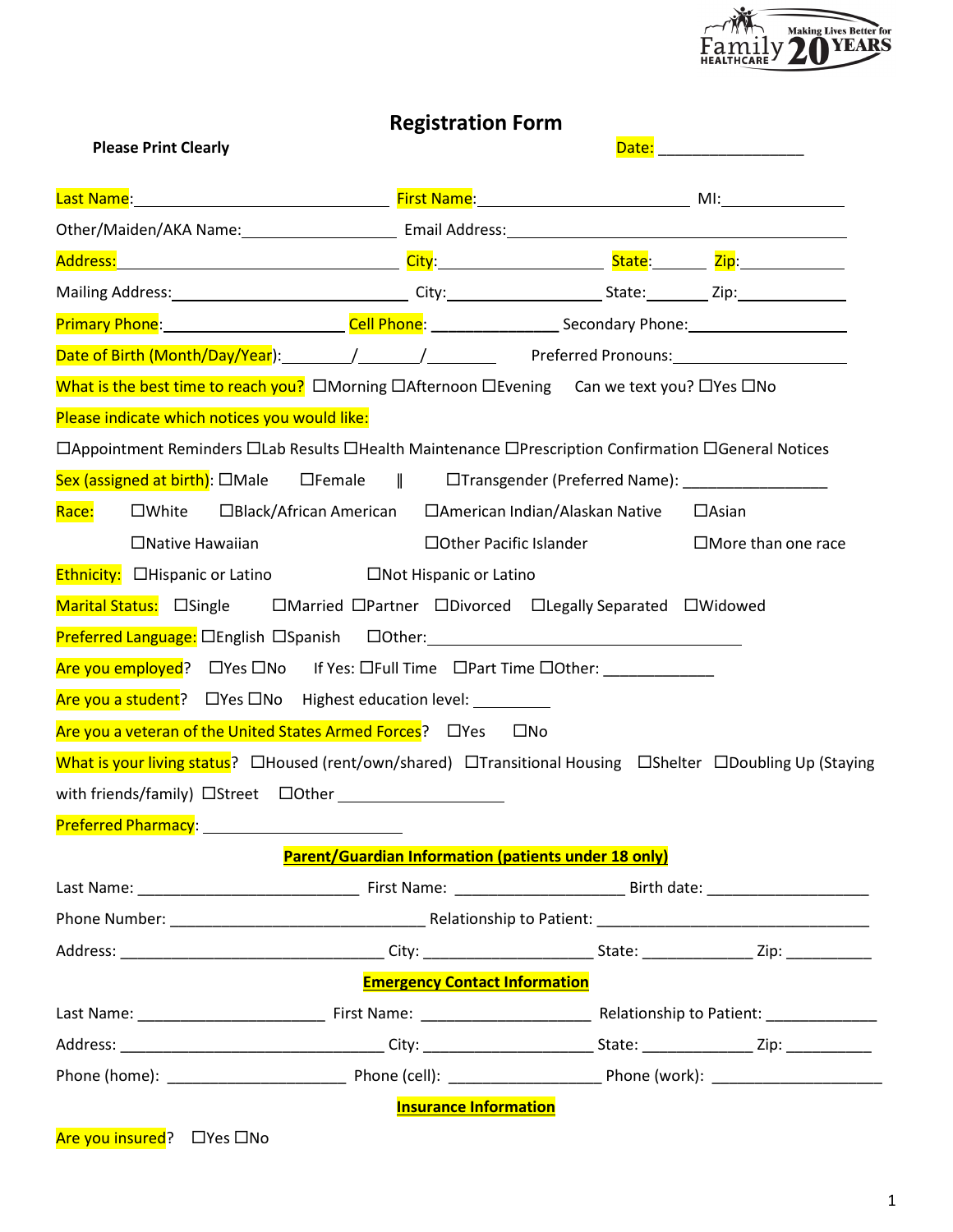# Registration Form

**Please Print Clearly** Date: _______________

Last Name: ____________________ First Name: ____________________ MI: __________

Other/Maiden/AKA Name: ____________________ Email Address: ____________________

Address: ____________________ City: ____________________ State: ______ Zip: __________

Mailing Address: ____________________ City: ____________________ State: ______ Zip: __________

Primary Phone: ____________________ Cell Phone: ______________ Secondary Phone: ____________________

Date of Birth (Month/Day/Year): ________/_______/________ Preferred Pronouns: ____________________

What is the best time to reach you? ☐Morning ☐Afternoon ☐Evening Can we text you? ☐Yes ☐No

Please indicate which notices you would like:

☐Appointment Reminders ☐Lab Results ☐Health Maintenance ☐Prescription Confirmation ☐General Notices

Sex (assigned at birth): ☐Male ☐Female ‖ ☐Transgender (Preferred Name): _______________

Race: ☐White ☐Black/African American ☐American Indian/Alaskan Native ☐Asian ☐Native Hawaiian ☐Other Pacific Islander ☐More than one race

Ethnicity: ☐Hispanic or Latino ☐Not Hispanic or Latino

Marital Status: ☐Single ☐Married ☐Partner ☐Divorced ☐Legally Separated ☐Widowed

Preferred Language: ☐English ☐Spanish ☐Other: ____________________

Are you employed? ☐Yes ☐No If Yes: ☐Full Time ☐Part Time ☐Other: ____________

Are you a student? ☐Yes ☐No Highest education level: _________

Are you a veteran of the United States Armed Forces? ☐Yes ☐No

What is your living status? ☐Housed (rent/own/shared) ☐Transitional Housing ☐Shelter ☐Doubling Up (Staying with friends/family) ☐Street ☐Other ____________________

Preferred Pharmacy: ____________________

## Parent/Guardian Information (patients under 18 only)

Last Name: ________________________ First Name: ____________________ Birth date: __________________

Phone Number: _____________________________ Relationship to Patient: ______________________________

Address: ______________________________ City: ___________________ State: _____________ Zip: __________

## Emergency Contact Information

Last Name: _____________________ First Name: ___________________ Relationship to Patient: ____________

Address: ______________________________ City: ___________________ State: _____________ Zip: __________

Phone (home): ____________________ Phone (cell): _________________ Phone (work): ___________________

## Insurance Information

Are you insured? ☐Yes ☐No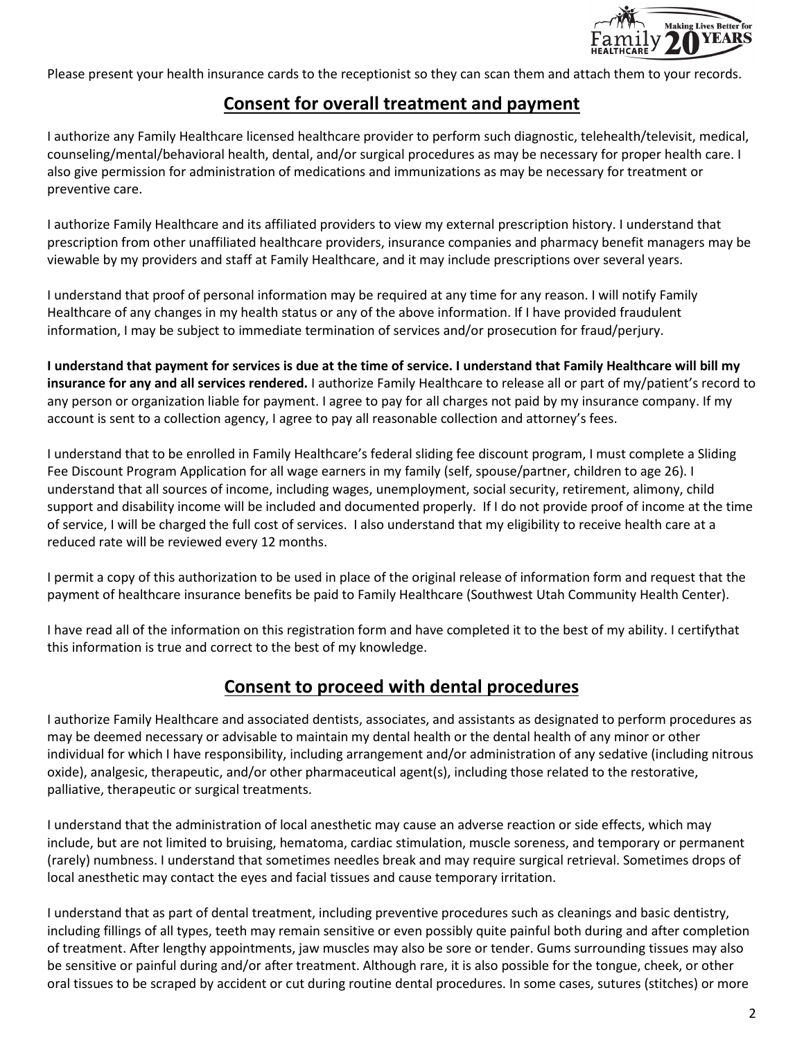Please present your health insurance cards to the receptionist so they can scan them and attach them to your records.

## Consent for overall treatment and payment

I authorize any Family Healthcare licensed healthcare provider to perform such diagnostic, telehealth/televisit, medical, counseling/mental/behavioral health, dental, and/or surgical procedures as may be necessary for proper health care. I also give permission for administration of medications and immunizations as may be necessary for treatment or preventive care.

I authorize Family Healthcare and its affiliated providers to view my external prescription history. I understand that prescription from other unaffiliated healthcare providers, insurance companies and pharmacy benefit managers may be viewable by my providers and staff at Family Healthcare, and it may include prescriptions over several years.

I understand that proof of personal information may be required at any time for any reason. I will notify Family Healthcare of any changes in my health status or any of the above information. If I have provided fraudulent information, I may be subject to immediate termination of services and/or prosecution for fraud/perjury.

**I understand that payment for services is due at the time of service. I understand that Family Healthcare will bill my insurance for any and all services rendered.** I authorize Family Healthcare to release all or part of my/patient's record to any person or organization liable for payment. I agree to pay for all charges not paid by my insurance company. If my account is sent to a collection agency, I agree to pay all reasonable collection and attorney's fees.

I understand that to be enrolled in Family Healthcare's federal sliding fee discount program, I must complete a Sliding Fee Discount Program Application for all wage earners in my family (self, spouse/partner, children to age 26). I understand that all sources of income, including wages, unemployment, social security, retirement, alimony, child support and disability income will be included and documented properly. If I do not provide proof of income at the time of service, I will be charged the full cost of services. I also understand that my eligibility to receive health care at a reduced rate will be reviewed every 12 months.

I permit a copy of this authorization to be used in place of the original release of information form and request that the payment of healthcare insurance benefits be paid to Family Healthcare (Southwest Utah Community Health Center).

I have read all of the information on this registration form and have completed it to the best of my ability. I certifythat this information is true and correct to the best of my knowledge.

## Consent to proceed with dental procedures

I authorize Family Healthcare and associated dentists, associates, and assistants as designated to perform procedures as may be deemed necessary or advisable to maintain my dental health or the dental health of any minor or other individual for which I have responsibility, including arrangement and/or administration of any sedative (including nitrous oxide), analgesic, therapeutic, and/or other pharmaceutical agent(s), including those related to the restorative, palliative, therapeutic or surgical treatments.

I understand that the administration of local anesthetic may cause an adverse reaction or side effects, which may include, but are not limited to bruising, hematoma, cardiac stimulation, muscle soreness, and temporary or permanent (rarely) numbness. I understand that sometimes needles break and may require surgical retrieval. Sometimes drops of local anesthetic may contact the eyes and facial tissues and cause temporary irritation.

I understand that as part of dental treatment, including preventive procedures such as cleanings and basic dentistry, including fillings of all types, teeth may remain sensitive or even possibly quite painful both during and after completion of treatment. After lengthy appointments, jaw muscles may also be sore or tender. Gums surrounding tissues may also be sensitive or painful during and/or after treatment. Although rare, it is also possible for the tongue, cheek, or other oral tissues to be scraped by accident or cut during routine dental procedures. In some cases, sutures (stitches) or more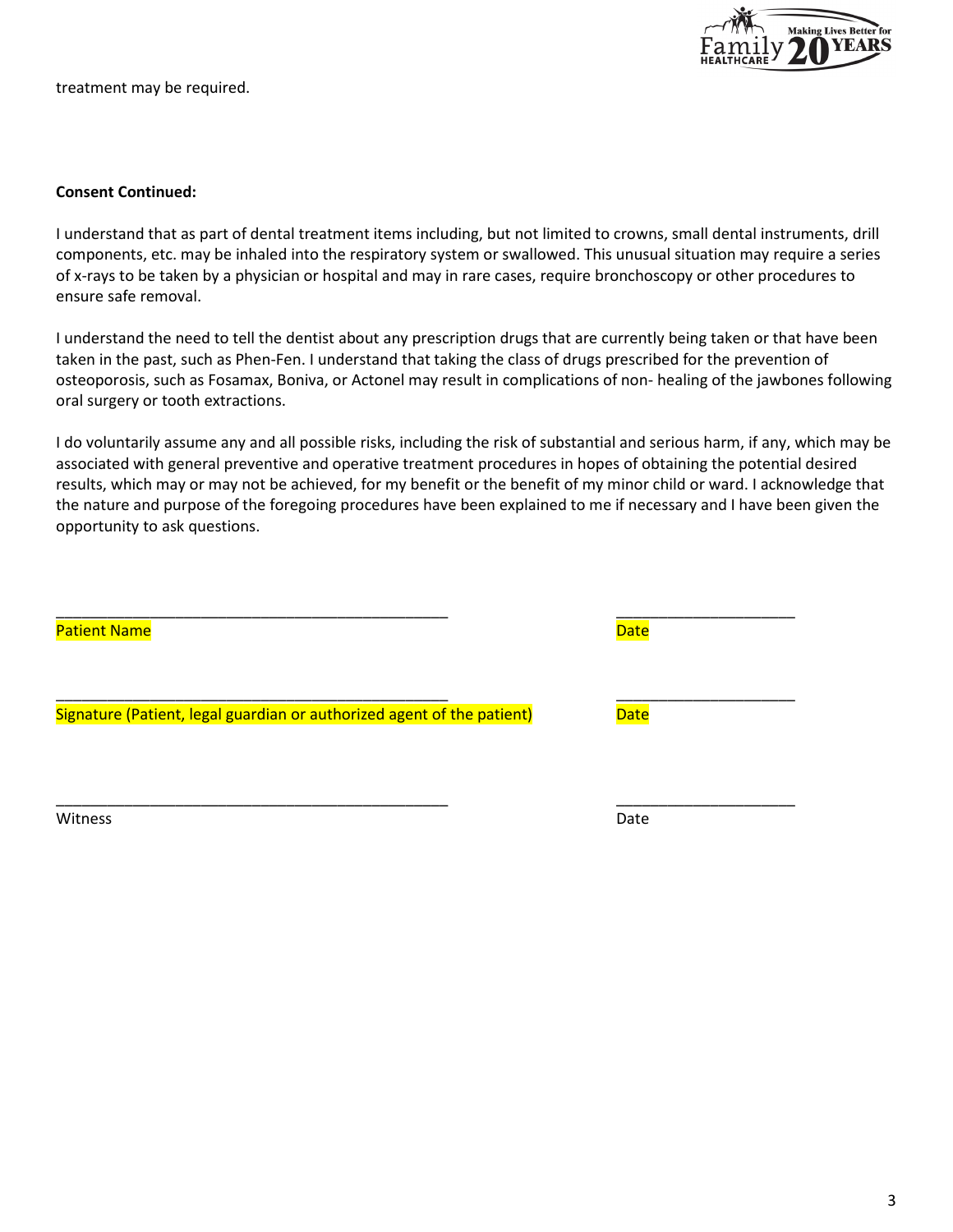treatment may be required.

**Consent Continued:**

I understand that as part of dental treatment items including, but not limited to crowns, small dental instruments, drill components, etc. may be inhaled into the respiratory system or swallowed. This unusual situation may require a series of x-rays to be taken by a physician or hospital and may in rare cases, require bronchoscopy or other procedures to ensure safe removal.

I understand the need to tell the dentist about any prescription drugs that are currently being taken or that have been taken in the past, such as Phen-Fen. I understand that taking the class of drugs prescribed for the prevention of osteoporosis, such as Fosamax, Boniva, or Actonel may result in complications of non- healing of the jawbones following oral surgery or tooth extractions.

I do voluntarily assume any and all possible risks, including the risk of substantial and serious harm, if any, which may be associated with general preventive and operative treatment procedures in hopes of obtaining the potential desired results, which may or may not be achieved, for my benefit or the benefit of my minor child or ward. I acknowledge that the nature and purpose of the foregoing procedures have been explained to me if necessary and I have been given the opportunity to ask questions.

_______________________________________________ _____________________

Patient Name Date

_______________________________________________ _____________________

Signature (Patient, legal guardian or authorized agent of the patient) Date

_______________________________________________ _____________________

Witness Date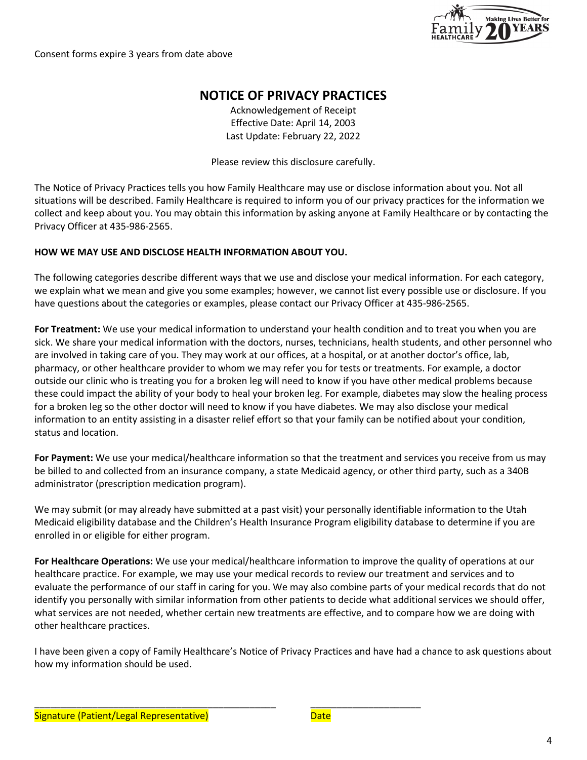Consent forms expire 3 years from date above

# NOTICE OF PRIVACY PRACTICES

Acknowledgement of Receipt
Effective Date: April 14, 2003
Last Update: February 22, 2022

Please review this disclosure carefully.

The Notice of Privacy Practices tells you how Family Healthcare may use or disclose information about you. Not all situations will be described. Family Healthcare is required to inform you of our privacy practices for the information we collect and keep about you. You may obtain this information by asking anyone at Family Healthcare or by contacting the Privacy Officer at 435-986-2565.

**HOW WE MAY USE AND DISCLOSE HEALTH INFORMATION ABOUT YOU.**

The following categories describe different ways that we use and disclose your medical information. For each category, we explain what we mean and give you some examples; however, we cannot list every possible use or disclosure. If you have questions about the categories or examples, please contact our Privacy Officer at 435-986-2565.

**For Treatment:** We use your medical information to understand your health condition and to treat you when you are sick. We share your medical information with the doctors, nurses, technicians, health students, and other personnel who are involved in taking care of you. They may work at our offices, at a hospital, or at another doctor's office, lab, pharmacy, or other healthcare provider to whom we may refer you for tests or treatments. For example, a doctor outside our clinic who is treating you for a broken leg will need to know if you have other medical problems because these could impact the ability of your body to heal your broken leg. For example, diabetes may slow the healing process for a broken leg so the other doctor will need to know if you have diabetes. We may also disclose your medical information to an entity assisting in a disaster relief effort so that your family can be notified about your condition, status and location.

**For Payment:** We use your medical/healthcare information so that the treatment and services you receive from us may be billed to and collected from an insurance company, a state Medicaid agency, or other third party, such as a 340B administrator (prescription medication program).

We may submit (or may already have submitted at a past visit) your personally identifiable information to the Utah Medicaid eligibility database and the Children's Health Insurance Program eligibility database to determine if you are enrolled in or eligible for either program.

**For Healthcare Operations:** We use your medical/healthcare information to improve the quality of operations at our healthcare practice. For example, we may use your medical records to review our treatment and services and to evaluate the performance of our staff in caring for you. We may also combine parts of your medical records that do not identify you personally with similar information from other patients to decide what additional services we should offer, what services are not needed, whether certain new treatments are effective, and to compare how we are doing with other healthcare practices.

I have been given a copy of Family Healthcare's Notice of Privacy Practices and have had a chance to ask questions about how my information should be used.

_______________________________________________ _____________________

Signature (Patient/Legal Representative) Date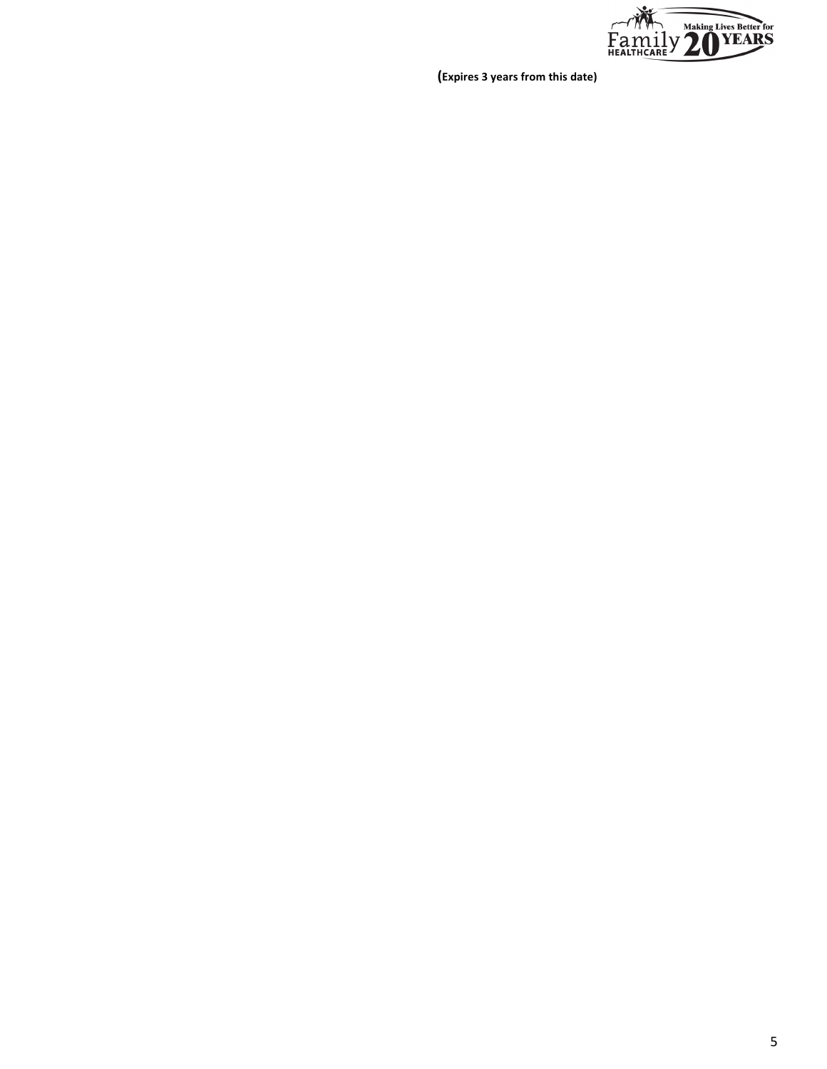(Expires 3 years from this date)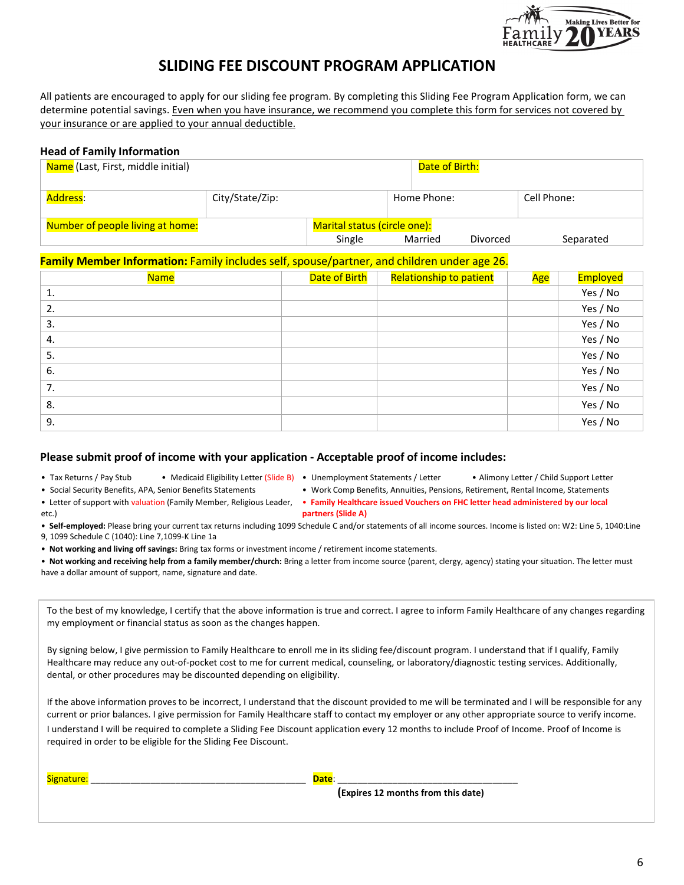# SLIDING FEE DISCOUNT PROGRAM APPLICATION

All patients are encouraged to apply for our sliding fee program. By completing this Sliding Fee Program Application form, we can determine potential savings. Even when you have insurance, we recommend you complete this form for services not covered by your insurance or are applied to your annual deductible.

## Head of Family Information

| Name (Last, First, middle initial) | | Date of Birth: | |
|---|---|---|---|
| Address: | City/State/Zip: | Home Phone: | Cell Phone: |
| Number of people living at home: | Marital status (circle one): Single Married Divorced Separated | | |

**Family Member Information:** Family includes self, spouse/partner, and children under age 26.

| Name | Date of Birth | Relationship to patient | Age | Employed |
|---|---|---|---|---|
| 1. | | | | Yes / No |
| 2. | | | | Yes / No |
| 3. | | | | Yes / No |
| 4. | | | | Yes / No |
| 5. | | | | Yes / No |
| 6. | | | | Yes / No |
| 7. | | | | Yes / No |
| 8. | | | | Yes / No |
| 9. | | | | Yes / No |

### Please submit proof of income with your application - Acceptable proof of income includes:

- Tax Returns / Pay Stub
- Medicaid Eligibility Letter (Slide B)
- Unemployment Statements / Letter
- Alimony Letter / Child Support Letter
- Social Security Benefits, APA, Senior Benefits Statements
- Work Comp Benefits, Annuities, Pensions, Retirement, Rental Income, Statements
- Letter of support with valuation (Family Member, Religious Leader, etc.)
- **Family Healthcare issued Vouchers on FHC letter head administered by our local partners (Slide A)**
- **Self-employed:** Please bring your current tax returns including 1099 Schedule C and/or statements of all income sources. Income is listed on: W2: Line 5, 1040:Line 9, 1099 Schedule C (1040): Line 7,1099-K Line 1a
- **Not working and living off savings:** Bring tax forms or investment income / retirement income statements.
- **Not working and receiving help from a family member/church:** Bring a letter from income source (parent, clergy, agency) stating your situation. The letter must have a dollar amount of support, name, signature and date.

To the best of my knowledge, I certify that the above information is true and correct. I agree to inform Family Healthcare of any changes regarding my employment or financial status as soon as the changes happen.

By signing below, I give permission to Family Healthcare to enroll me in its sliding fee/discount program. I understand that if I qualify, Family Healthcare may reduce any out-of-pocket cost to me for current medical, counseling, or laboratory/diagnostic testing services. Additionally, dental, or other procedures may be discounted depending on eligibility.

If the above information proves to be incorrect, I understand that the discount provided to me will be terminated and I will be responsible for any current or prior balances. I give permission for Family Healthcare staff to contact my employer or any other appropriate source to verify income.
I understand I will be required to complete a Sliding Fee Discount application every 12 months to include Proof of Income. Proof of Income is required in order to be eligible for the Sliding Fee Discount.

Signature: ___________________________________________ Date: ____________________________________

**(Expires 12 months from this date)**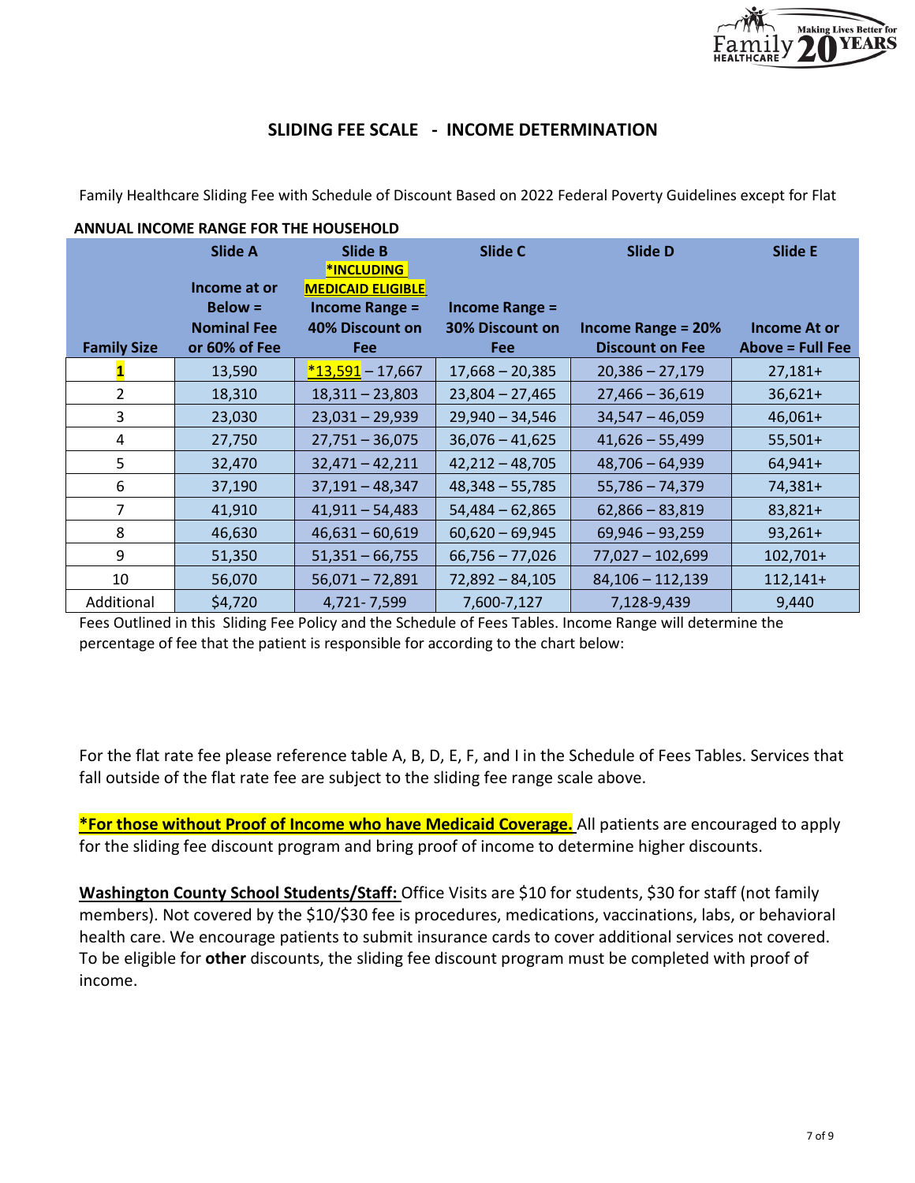## SLIDING FEE SCALE - INCOME DETERMINATION

Family Healthcare Sliding Fee with Schedule of Discount Based on 2022 Federal Poverty Guidelines except for Flat

**ANNUAL INCOME RANGE FOR THE HOUSEHOLD**

| Family Size | Slide A<br>Income at or Below = Nominal Fee or 60% of Fee | Slide B<br>*INCLUDING MEDICAID ELIGIBLE<br>Income Range = 40% Discount on Fee | Slide C<br>Income Range = 30% Discount on Fee | Slide D<br>Income Range = 20% Discount on Fee | Slide E<br>Income At or Above = Full Fee |
|---|---|---|---|---|---|
| **1** | 13,590 | *13,591 – 17,667 | 17,668 – 20,385 | 20,386 – 27,179 | 27,181+ |
| 2 | 18,310 | 18,311 – 23,803 | 23,804 – 27,465 | 27,466 – 36,619 | 36,621+ |
| 3 | 23,030 | 23,031 – 29,939 | 29,940 – 34,546 | 34,547 – 46,059 | 46,061+ |
| 4 | 27,750 | 27,751 – 36,075 | 36,076 – 41,625 | 41,626 – 55,499 | 55,501+ |
| 5 | 32,470 | 32,471 – 42,211 | 42,212 – 48,705 | 48,706 – 64,939 | 64,941+ |
| 6 | 37,190 | 37,191 – 48,347 | 48,348 – 55,785 | 55,786 – 74,379 | 74,381+ |
| 7 | 41,910 | 41,911 – 54,483 | 54,484 – 62,865 | 62,866 – 83,819 | 83,821+ |
| 8 | 46,630 | 46,631 – 60,619 | 60,620 – 69,945 | 69,946 – 93,259 | 93,261+ |
| 9 | 51,350 | 51,351 – 66,755 | 66,756 – 77,026 | 77,027 – 102,699 | 102,701+ |
| 10 | 56,070 | 56,071 – 72,891 | 72,892 – 84,105 | 84,106 – 112,139 | 112,141+ |
| Additional | $4,720 | 4,721- 7,599 | 7,600-7,127 | 7,128-9,439 | 9,440 |

Fees Outlined in this Sliding Fee Policy and the Schedule of Fees Tables. Income Range will determine the percentage of fee that the patient is responsible for according to the chart below:

For the flat rate fee please reference table A, B, D, E, F, and I in the Schedule of Fees Tables. Services that fall outside of the flat rate fee are subject to the sliding fee range scale above.

**\*For those without Proof of Income who have Medicaid Coverage.** All patients are encouraged to apply for the sliding fee discount program and bring proof of income to determine higher discounts.

**Washington County School Students/Staff:** Office Visits are $10 for students, $30 for staff (not family members). Not covered by the $10/$30 fee is procedures, medications, vaccinations, labs, or behavioral health care. We encourage patients to submit insurance cards to cover additional services not covered. To be eligible for **other** discounts, the sliding fee discount program must be completed with proof of income.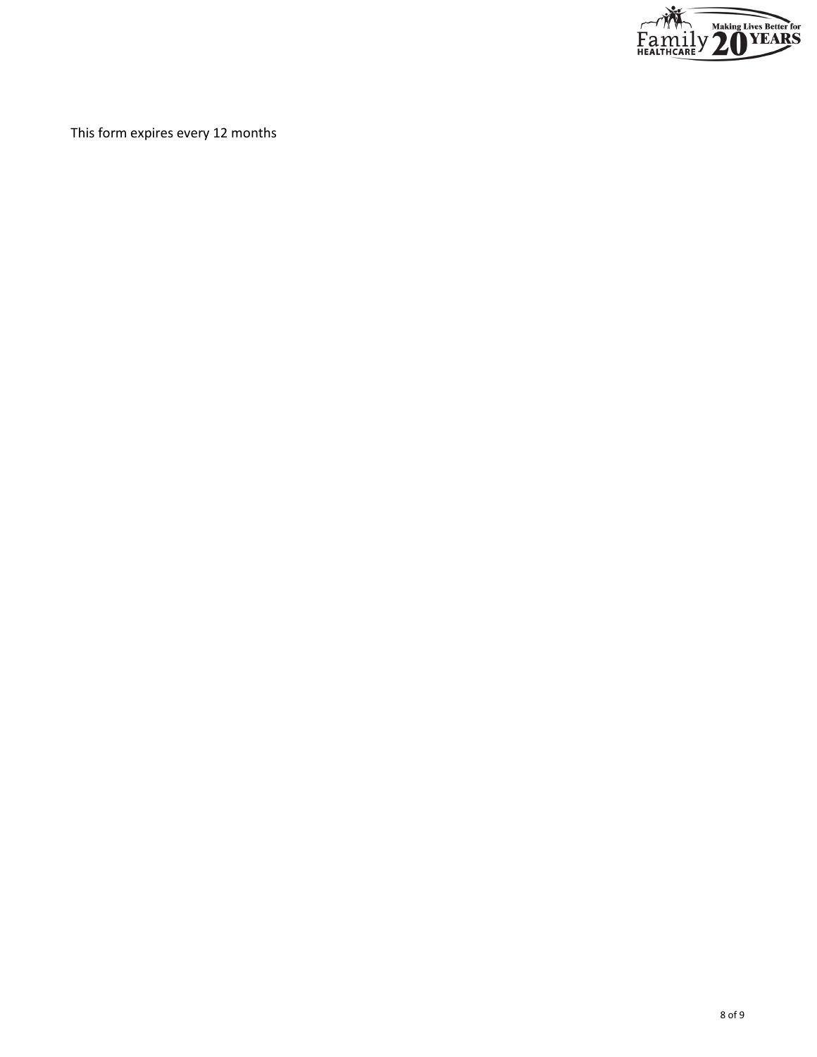This form expires every 12 months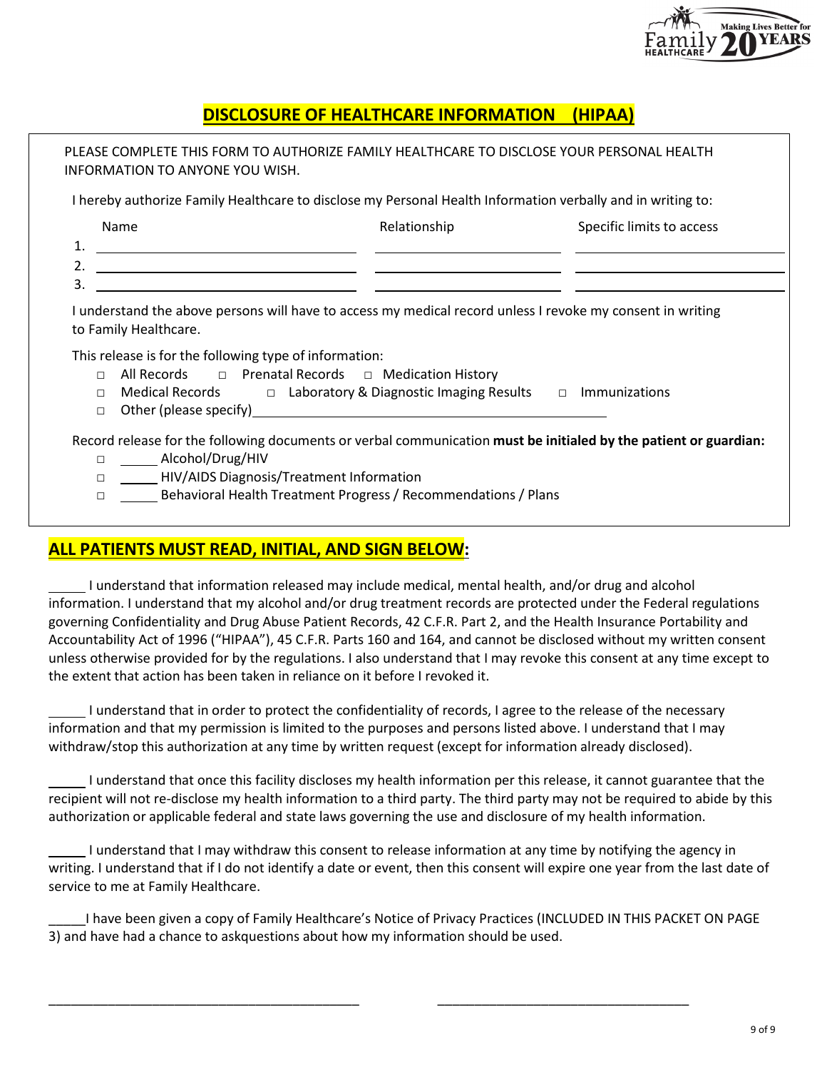## DISCLOSURE OF HEALTHCARE INFORMATION (HIPAA)

PLEASE COMPLETE THIS FORM TO AUTHORIZE FAMILY HEALTHCARE TO DISCLOSE YOUR PERSONAL HEALTH INFORMATION TO ANYONE YOU WISH.

I hereby authorize Family Healthcare to disclose my Personal Health Information verbally and in writing to:

| | Name | Relationship | Specific limits to access |
|---|---|---|---|
| 1. | | | |
| 2. | | | |
| 3. | | | |

I understand the above persons will have to access my medical record unless I revoke my consent in writing to Family Healthcare.

This release is for the following type of information:

- □ All Records □ Prenatal Records □ Medication History
- □ Medical Records □ Laboratory & Diagnostic Imaging Results □ Immunizations
- □ Other (please specify)\_\_\_\_\_\_\_\_\_\_\_\_\_\_\_\_\_\_\_\_\_\_\_\_\_\_\_\_\_\_\_\_\_\_\_\_\_\_\_\_

Record release for the following documents or verbal communication **must be initialed by the patient or guardian:**

- □ \_\_\_\_\_ Alcohol/Drug/HIV
- □ \_\_\_\_\_ HIV/AIDS Diagnosis/Treatment Information
- □ \_\_\_\_\_ Behavioral Health Treatment Progress / Recommendations / Plans

## ALL PATIENTS MUST READ, INITIAL, AND SIGN BELOW:

\_\_\_\_\_ I understand that information released may include medical, mental health, and/or drug and alcohol information. I understand that my alcohol and/or drug treatment records are protected under the Federal regulations governing Confidentiality and Drug Abuse Patient Records, 42 C.F.R. Part 2, and the Health Insurance Portability and Accountability Act of 1996 ("HIPAA"), 45 C.F.R. Parts 160 and 164, and cannot be disclosed without my written consent unless otherwise provided for by the regulations. I also understand that I may revoke this consent at any time except to the extent that action has been taken in reliance on it before I revoked it.

\_\_\_\_\_ I understand that in order to protect the confidentiality of records, I agree to the release of the necessary information and that my permission is limited to the purposes and persons listed above. I understand that I may withdraw/stop this authorization at any time by written request (except for information already disclosed).

\_\_\_\_\_ I understand that once this facility discloses my health information per this release, it cannot guarantee that the recipient will not re-disclose my health information to a third party. The third party may not be required to abide by this authorization or applicable federal and state laws governing the use and disclosure of my health information.

\_\_\_\_\_ I understand that I may withdraw this consent to release information at any time by notifying the agency in writing. I understand that if I do not identify a date or event, then this consent will expire one year from the last date of service to me at Family Healthcare.

\_\_\_\_\_I have been given a copy of Family Healthcare's Notice of Privacy Practices (INCLUDED IN THIS PACKET ON PAGE 3) and have had a chance to askquestions about how my information should be used.

\_\_\_\_\_\_\_\_\_\_\_\_\_\_\_\_\_\_\_\_\_\_\_\_\_\_\_\_\_\_\_\_\_\_\_\_\_\_\_\_ \_\_\_\_\_\_\_\_\_\_\_\_\_\_\_\_\_\_\_\_\_\_\_\_\_\_\_\_\_\_\_\_\_\_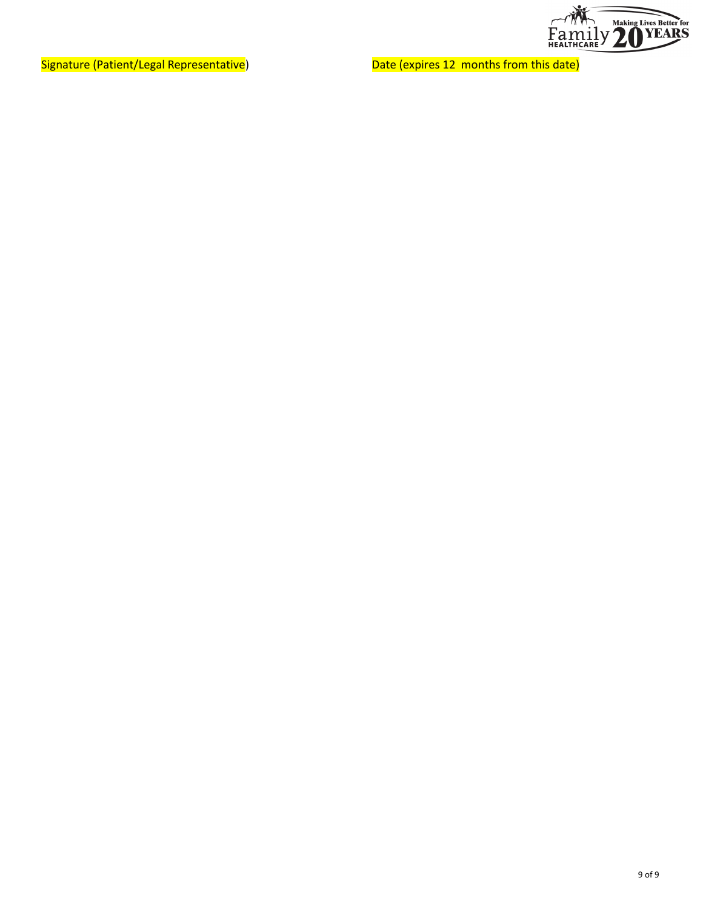Signature (Patient/Legal Representative) Date (expires 12 months from this date)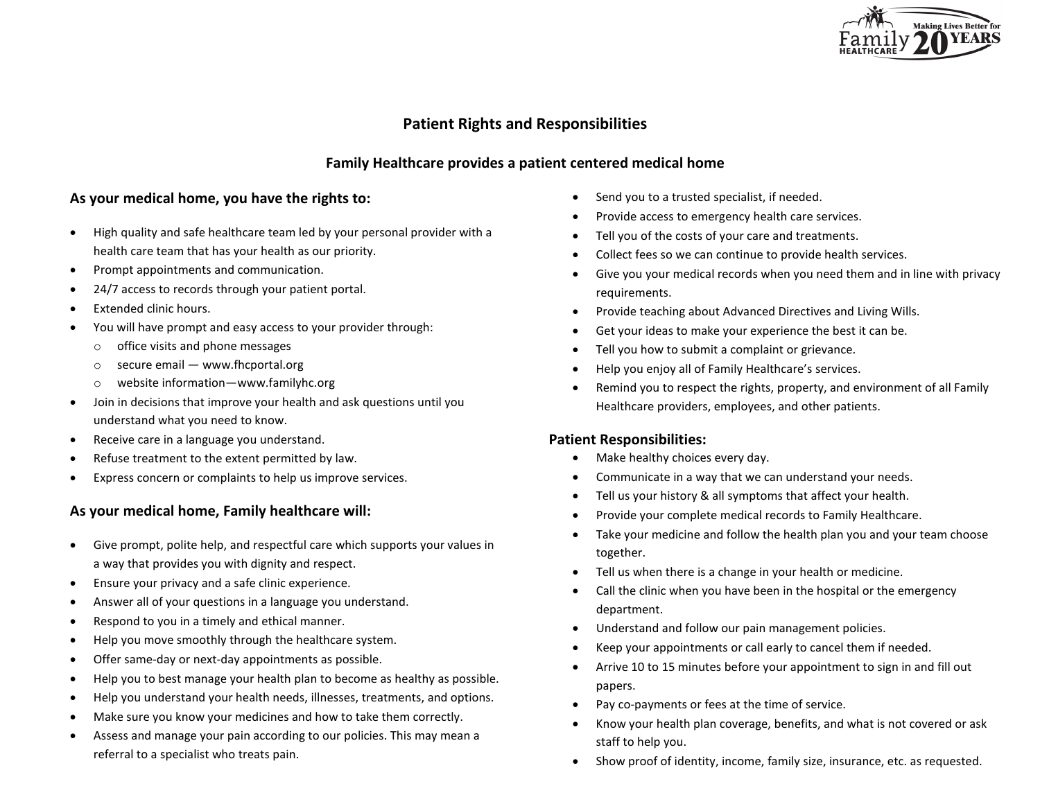# Patient Rights and Responsibilities

## Family Healthcare provides a patient centered medical home

### As your medical home, you have the rights to:

- High quality and safe healthcare team led by your personal provider with a health care team that has your health as our priority.
- Prompt appointments and communication.
- 24/7 access to records through your patient portal.
- Extended clinic hours.
- You will have prompt and easy access to your provider through:
  - office visits and phone messages
  - secure email — www.fhcportal.org
  - website information—www.familyhc.org
- Join in decisions that improve your health and ask questions until you understand what you need to know.
- Receive care in a language you understand.
- Refuse treatment to the extent permitted by law.
- Express concern or complaints to help us improve services.

### As your medical home, Family healthcare will:

- Give prompt, polite help, and respectful care which supports your values in a way that provides you with dignity and respect.
- Ensure your privacy and a safe clinic experience.
- Answer all of your questions in a language you understand.
- Respond to you in a timely and ethical manner.
- Help you move smoothly through the healthcare system.
- Offer same-day or next-day appointments as possible.
- Help you to best manage your health plan to become as healthy as possible.
- Help you understand your health needs, illnesses, treatments, and options.
- Make sure you know your medicines and how to take them correctly.
- Assess and manage your pain according to our policies. This may mean a referral to a specialist who treats pain.
- Send you to a trusted specialist, if needed.
- Provide access to emergency health care services.
- Tell you of the costs of your care and treatments.
- Collect fees so we can continue to provide health services.
- Give you your medical records when you need them and in line with privacy requirements.
- Provide teaching about Advanced Directives and Living Wills.
- Get your ideas to make your experience the best it can be.
- Tell you how to submit a complaint or grievance.
- Help you enjoy all of Family Healthcare's services.
- Remind you to respect the rights, property, and environment of all Family Healthcare providers, employees, and other patients.

### Patient Responsibilities:

- Make healthy choices every day.
- Communicate in a way that we can understand your needs.
- Tell us your history & all symptoms that affect your health.
- Provide your complete medical records to Family Healthcare.
- Take your medicine and follow the health plan you and your team choose together.
- Tell us when there is a change in your health or medicine.
- Call the clinic when you have been in the hospital or the emergency department.
- Understand and follow our pain management policies.
- Keep your appointments or call early to cancel them if needed.
- Arrive 10 to 15 minutes before your appointment to sign in and fill out papers.
- Pay co-payments or fees at the time of service.
- Know your health plan coverage, benefits, and what is not covered or ask staff to help you.
- Show proof of identity, income, family size, insurance, etc. as requested.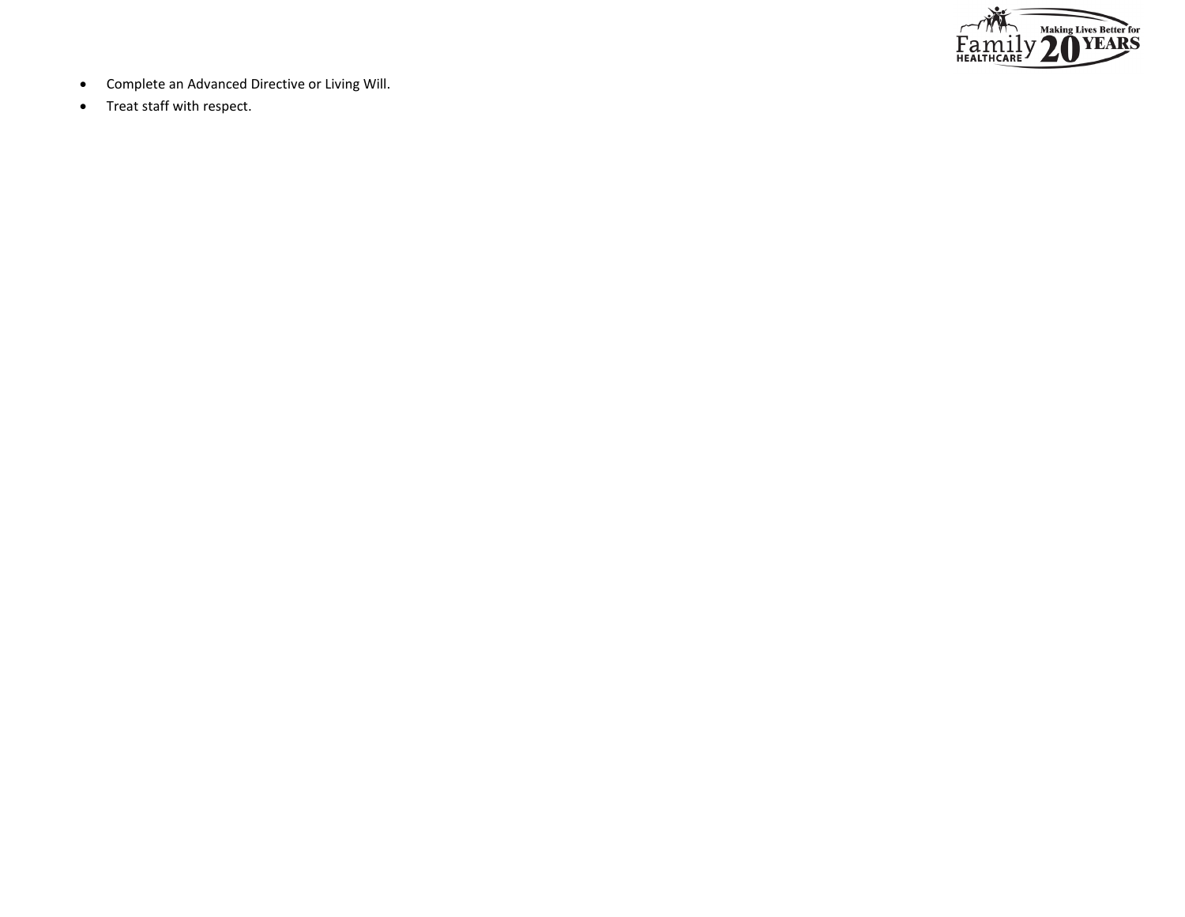- Complete an Advanced Directive or Living Will.
- Treat staff with respect.